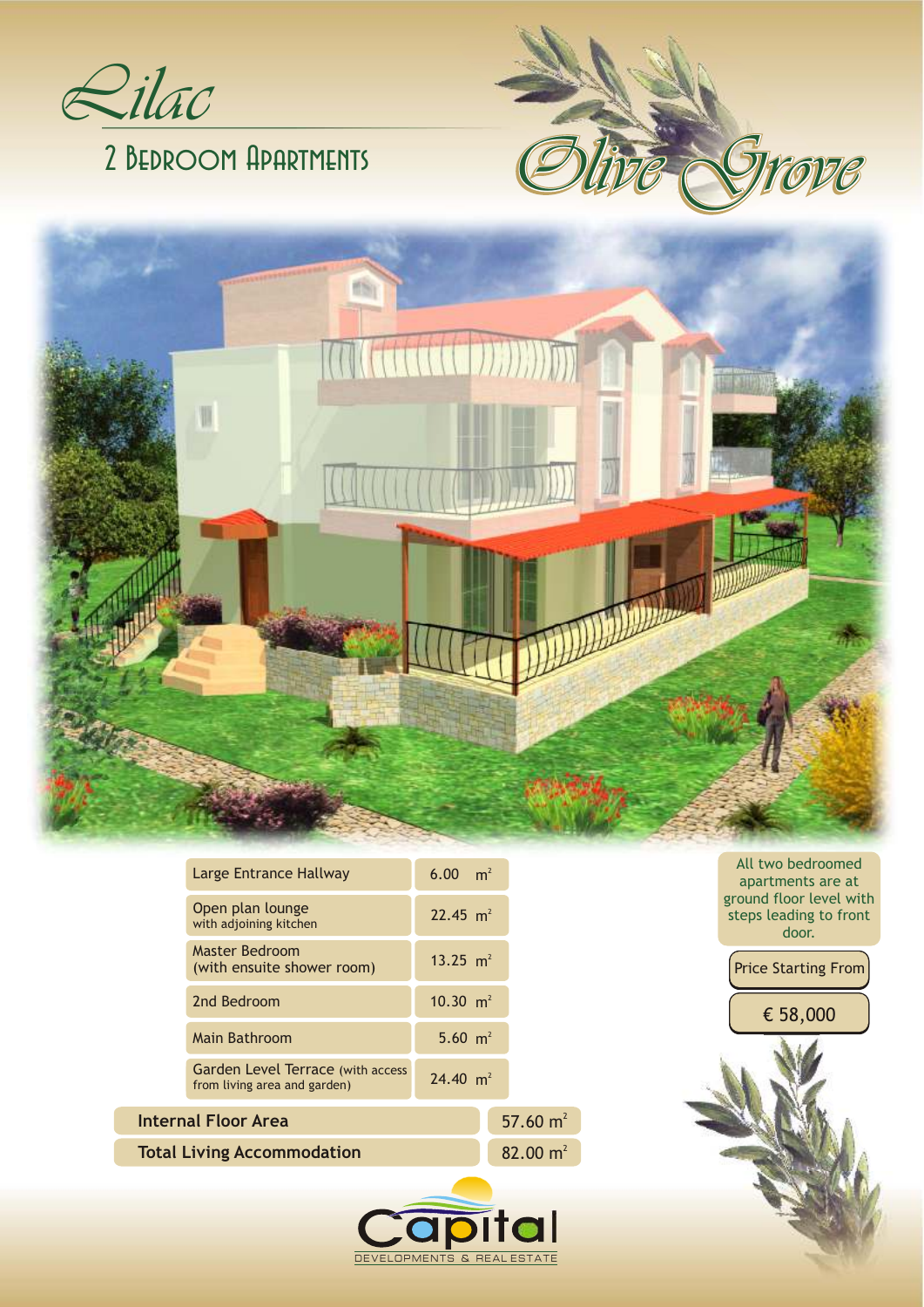# Lilac

## 2 Bedroom Apartments

Olive Grove

| Room | Area |
| --- | --- |
| Large Entrance Hallway | 6.00 $m^2$ |
| Open plan lounge with adjoining kitchen | 22.45 $m^2$ |
| Master Bedroom (with ensuite shower room) | 13.25 $m^2$ |
| 2nd Bedroom | 10.30 $m^2$ |
| Main Bathroom | 5.60 $m^2$ |
| Garden Level Terrace (with access from living area and garden) | 24.40 $m^2$ |
| **Internal Floor Area** | 57.60 $m^2$ |
| **Total Living Accommodation** | 82.00 $m^2$ |

All two bedroomed apartments are at ground floor level with steps leading to front door.

Price Starting From

€ 58,000

Capital

DEVELOPMENTS & REAL ESTATE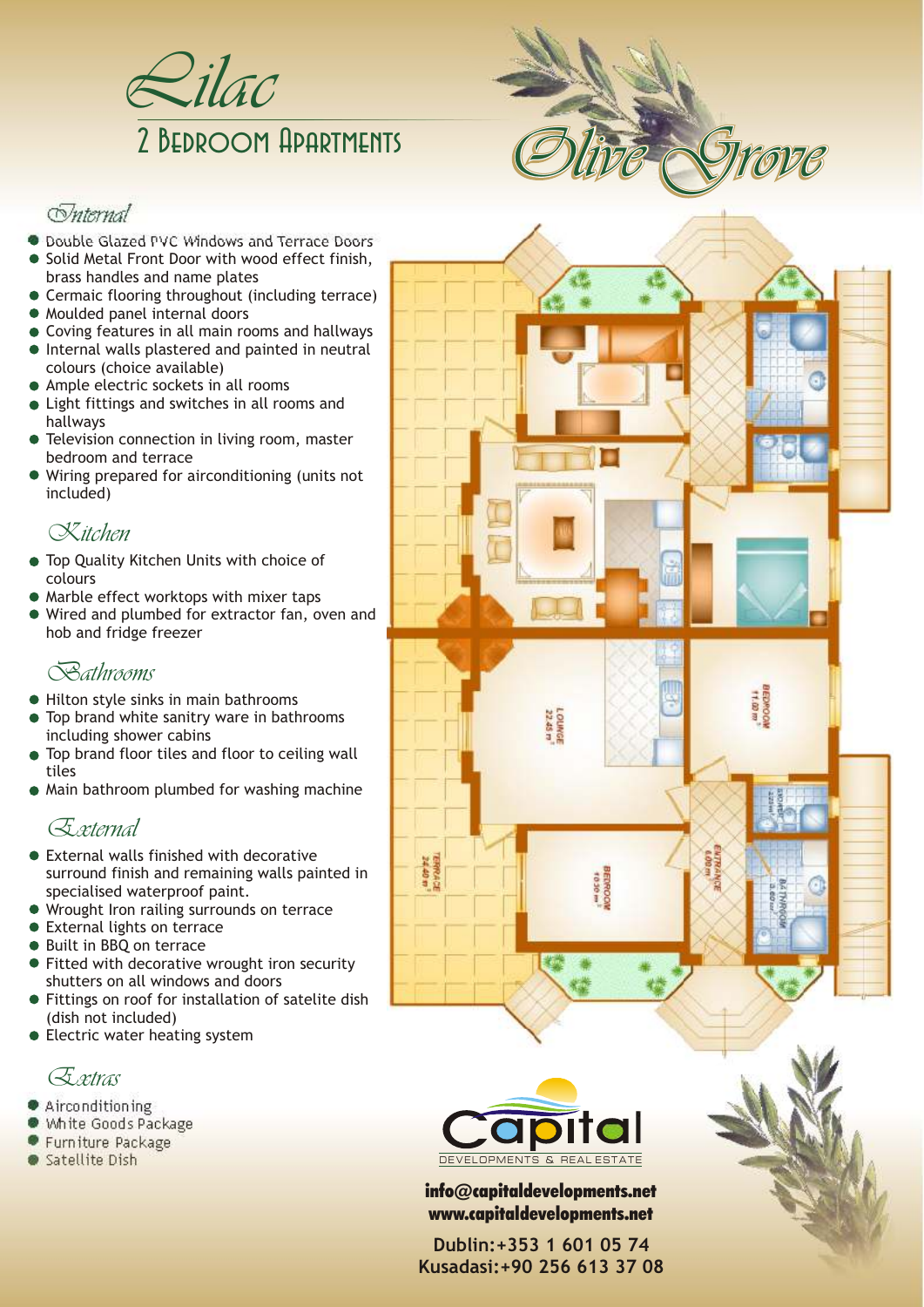# Lilac

## 2 Bedroom Apartments

Olive Grove

### Internal

- Double Glazed PVC Windows and Terrace Doors
- Solid Metal Front Door with wood effect finish, brass handles and name plates
- Cermaic flooring throughout (including terrace)
- Moulded panel internal doors
- Coving features in all main rooms and hallways
- Internal walls plastered and painted in neutral colours (choice available)
- Ample electric sockets in all rooms
- Light fittings and switches in all rooms and hallways
- Television connection in living room, master bedroom and terrace
- Wiring prepared for airconditioning (units not included)

### Kitchen

- Top Quality Kitchen Units with choice of colours
- Marble effect worktops with mixer taps
- Wired and plumbed for extractor fan, oven and hob and fridge freezer

### Bathrooms

- Hilton style sinks in main bathrooms
- Top brand white sanitry ware in bathrooms including shower cabins
- Top brand floor tiles and floor to ceiling wall tiles
- Main bathroom plumbed for washing machine

### External

- External walls finished with decorative surround finish and remaining walls painted in specialised waterproof paint.
- Wrought Iron railing surrounds on terrace
- External lights on terrace
- Built in BBQ on terrace
- Fitted with decorative wrought iron security shutters on all windows and doors
- Fittings on roof for installation of satelite dish (dish not included)
- Electric water heating system

### Extras

- Airconditioning
- White Goods Package
- Furniture Package
- Satellite Dish

LOUNGE 22.45 m²

BEDROOM 11.00 m²

TERRACE 24.40 m²

BEDROOM 10.30 m²

ENTRANCE 6.00 m²

BATHROOM 6.60 m²

Capital
DEVELOPMENTS & REAL ESTATE

**info@capitaldevelopments.net**
**www.capitaldevelopments.net**

**Dublin: +353 1 601 05 74**
**Kusadasi: +90 256 613 37 08**